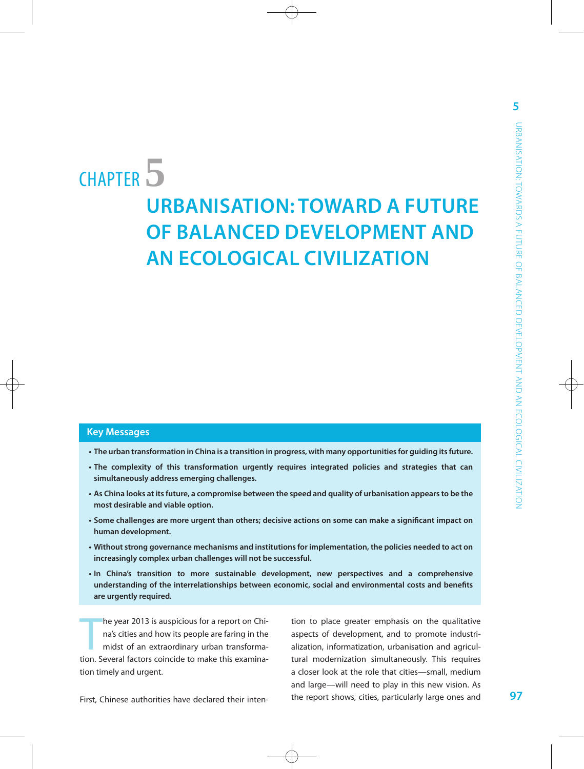# CHAPTER 5

# URBANISATION: TOWARD A FUTURE OF BALANCED DEVELOPMENT AND AN ECOLOGICAL CIVILIZATION

## Key Messages

- **The urban transformation in China is a transition in progress, with many opportunities for guiding its future.**
- **The complexity of this transformation urgently requires integrated policies and strategies that can simultaneously address emerging challenges.**
- **As China looks at its future, a compromise between the speed and quality of urbanisation appears to be the most desirable and viable option.**
- **Some challenges are more urgent than others; decisive actions on some can make a significant impact on human development.**
- **Without strong governance mechanisms and institutions for implementation, the policies needed to act on increasingly complex urban challenges will not be successful.**
- **In China's transition to more sustainable development, new perspectives and a comprehensive understanding of the interrelationships between economic, social and environmental costs and benefits are urgently required.**

The year 2013 is auspicious for a report on China's cities and how its people are faring in the midst of an extraordinary urban transformation. Several factors coincide to make this examination timely and urgent.

First, Chinese authorities have declared their intention to place greater emphasis on the qualitative aspects of development, and to promote industrialization, informatization, urbanisation and agricultural modernization simultaneously. This requires a closer look at the role that cities—small, medium and large—will need to play in this new vision. As the report shows, cities, particularly large ones and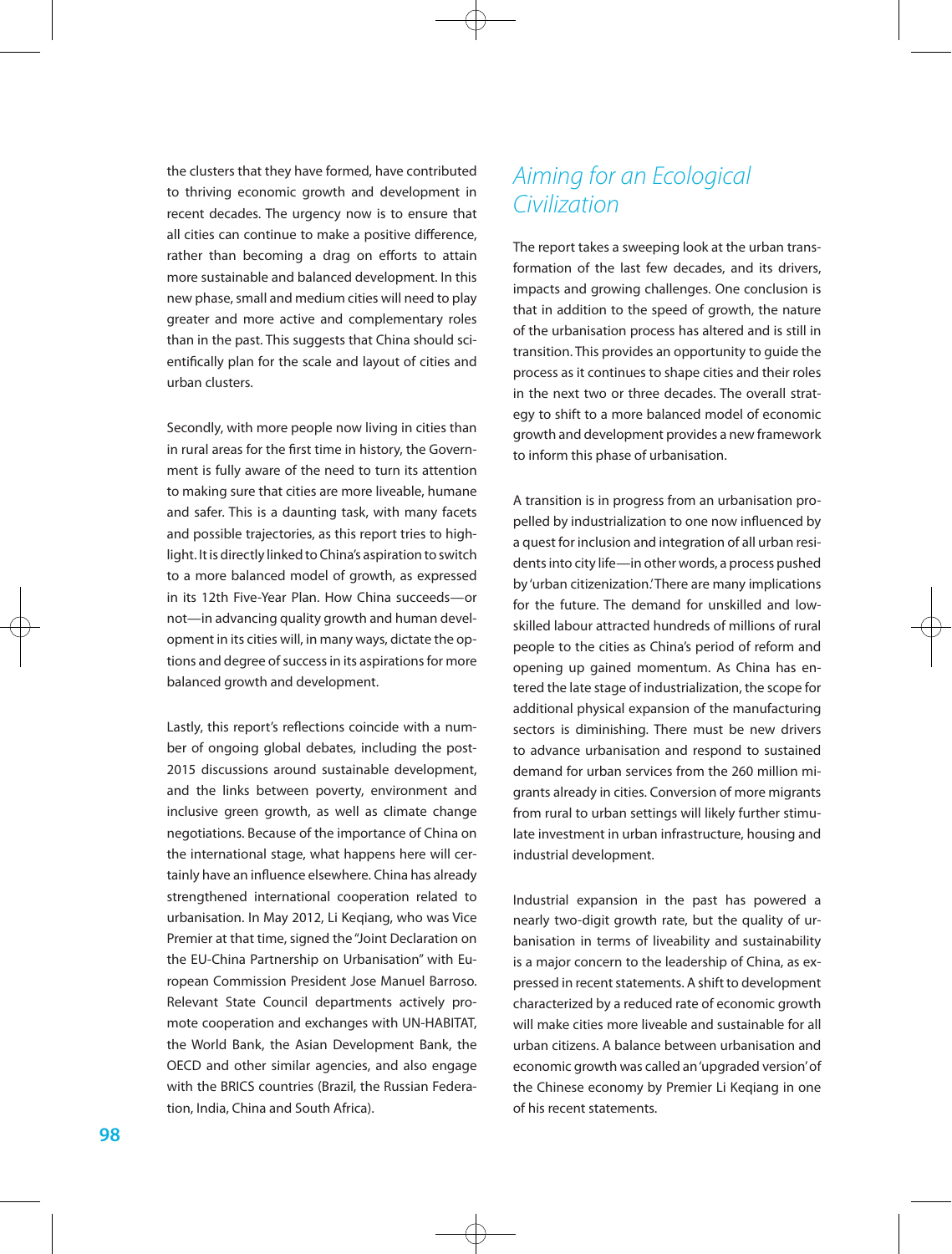the clusters that they have formed, have contributed to thriving economic growth and development in recent decades. The urgency now is to ensure that all cities can continue to make a positive difference, rather than becoming a drag on efforts to attain more sustainable and balanced development. In this new phase, small and medium cities will need to play greater and more active and complementary roles than in the past. This suggests that China should scientifically plan for the scale and layout of cities and urban clusters.

Secondly, with more people now living in cities than in rural areas for the first time in history, the Government is fully aware of the need to turn its attention to making sure that cities are more liveable, humane and safer. This is a daunting task, with many facets and possible trajectories, as this report tries to highlight. It is directly linked to China's aspiration to switch to a more balanced model of growth, as expressed in its 12th Five-Year Plan. How China succeeds—or not—in advancing quality growth and human development in its cities will, in many ways, dictate the options and degree of success in its aspirations for more balanced growth and development.

Lastly, this report's reflections coincide with a number of ongoing global debates, including the post-2015 discussions around sustainable development, and the links between poverty, environment and inclusive green growth, as well as climate change negotiations. Because of the importance of China on the international stage, what happens here will certainly have an influence elsewhere. China has already strengthened international cooperation related to urbanisation. In May 2012, Li Keqiang, who was Vice Premier at that time, signed the "Joint Declaration on the EU-China Partnership on Urbanisation" with European Commission President Jose Manuel Barroso. Relevant State Council departments actively promote cooperation and exchanges with UN-HABITAT, the World Bank, the Asian Development Bank, the OECD and other similar agencies, and also engage with the BRICS countries (Brazil, the Russian Federation, India, China and South Africa).

## *Aiming for an Ecological Civilization*

The report takes a sweeping look at the urban transformation of the last few decades, and its drivers, impacts and growing challenges. One conclusion is that in addition to the speed of growth, the nature of the urbanisation process has altered and is still in transition. This provides an opportunity to guide the process as it continues to shape cities and their roles in the next two or three decades. The overall strategy to shift to a more balanced model of economic growth and development provides a new framework to inform this phase of urbanisation.

A transition is in progress from an urbanisation propelled by industrialization to one now influenced by a quest for inclusion and integration of all urban residents into city life—in other words, a process pushed by 'urban citizenization.' There are many implications for the future. The demand for unskilled and low-skilled labour attracted hundreds of millions of rural people to the cities as China's period of reform and opening up gained momentum. As China has entered the late stage of industrialization, the scope for additional physical expansion of the manufacturing sectors is diminishing. There must be new drivers to advance urbanisation and respond to sustained demand for urban services from the 260 million migrants already in cities. Conversion of more migrants from rural to urban settings will likely further stimulate investment in urban infrastructure, housing and industrial development.

Industrial expansion in the past has powered a nearly two-digit growth rate, but the quality of urbanisation in terms of liveability and sustainability is a major concern to the leadership of China, as expressed in recent statements. A shift to development characterized by a reduced rate of economic growth will make cities more liveable and sustainable for all urban citizens. A balance between urbanisation and economic growth was called an 'upgraded version' of the Chinese economy by Premier Li Keqiang in one of his recent statements.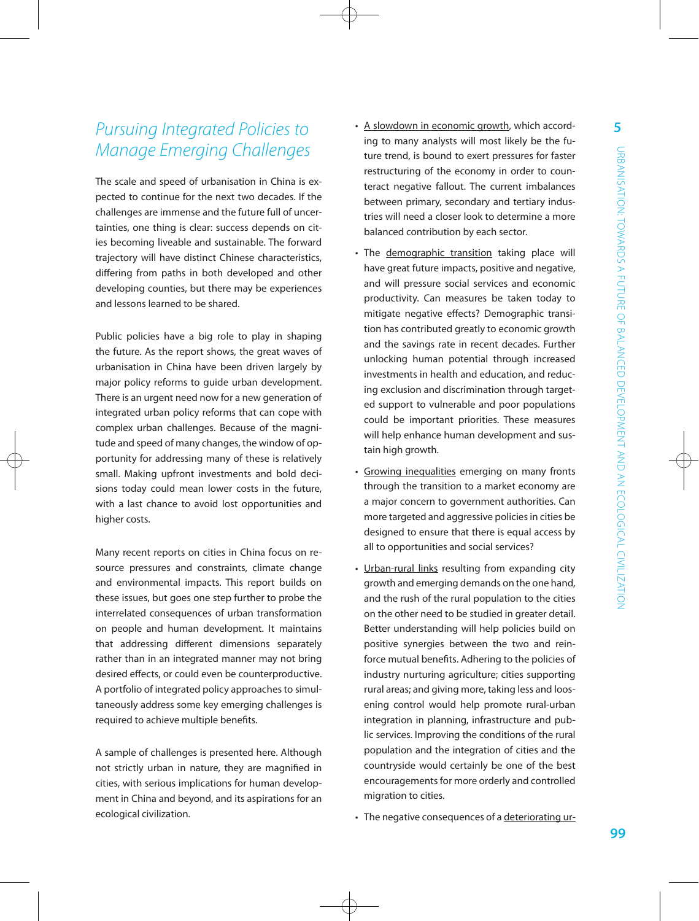## *Pursuing Integrated Policies to Manage Emerging Challenges*

The scale and speed of urbanisation in China is expected to continue for the next two decades. If the challenges are immense and the future full of uncertainties, one thing is clear: success depends on cities becoming liveable and sustainable. The forward trajectory will have distinct Chinese characteristics, differing from paths in both developed and other developing counties, but there may be experiences and lessons learned to be shared.

Public policies have a big role to play in shaping the future. As the report shows, the great waves of urbanisation in China have been driven largely by major policy reforms to guide urban development. There is an urgent need now for a new generation of integrated urban policy reforms that can cope with complex urban challenges. Because of the magnitude and speed of many changes, the window of opportunity for addressing many of these is relatively small. Making upfront investments and bold decisions today could mean lower costs in the future, with a last chance to avoid lost opportunities and higher costs.

Many recent reports on cities in China focus on resource pressures and constraints, climate change and environmental impacts. This report builds on these issues, but goes one step further to probe the interrelated consequences of urban transformation on people and human development. It maintains that addressing different dimensions separately rather than in an integrated manner may not bring desired effects, or could even be counterproductive. A portfolio of integrated policy approaches to simultaneously address some key emerging challenges is required to achieve multiple benefits.

A sample of challenges is presented here. Although not strictly urban in nature, they are magnified in cities, with serious implications for human development in China and beyond, and its aspirations for an ecological civilization.

- A slowdown in economic growth, which according to many analysts will most likely be the future trend, is bound to exert pressures for faster restructuring of the economy in order to counteract negative fallout. The current imbalances between primary, secondary and tertiary industries will need a closer look to determine a more balanced contribution by each sector.
- The demographic transition taking place will have great future impacts, positive and negative, and will pressure social services and economic productivity. Can measures be taken today to mitigate negative effects? Demographic transition has contributed greatly to economic growth and the savings rate in recent decades. Further unlocking human potential through increased investments in health and education, and reducing exclusion and discrimination through targeted support to vulnerable and poor populations could be important priorities. These measures will help enhance human development and sustain high growth.
- Growing inequalities emerging on many fronts through the transition to a market economy are a major concern to government authorities. Can more targeted and aggressive policies in cities be designed to ensure that there is equal access by all to opportunities and social services?
- Urban-rural links resulting from expanding city growth and emerging demands on the one hand, and the rush of the rural population to the cities on the other need to be studied in greater detail. Better understanding will help policies build on positive synergies between the two and reinforce mutual benefits. Adhering to the policies of industry nurturing agriculture; cities supporting rural areas; and giving more, taking less and loosening control would help promote rural-urban integration in planning, infrastructure and public services. Improving the conditions of the rural population and the integration of cities and the countryside would certainly be one of the best encouragements for more orderly and controlled migration to cities.
- The negative consequences of a deteriorating ur-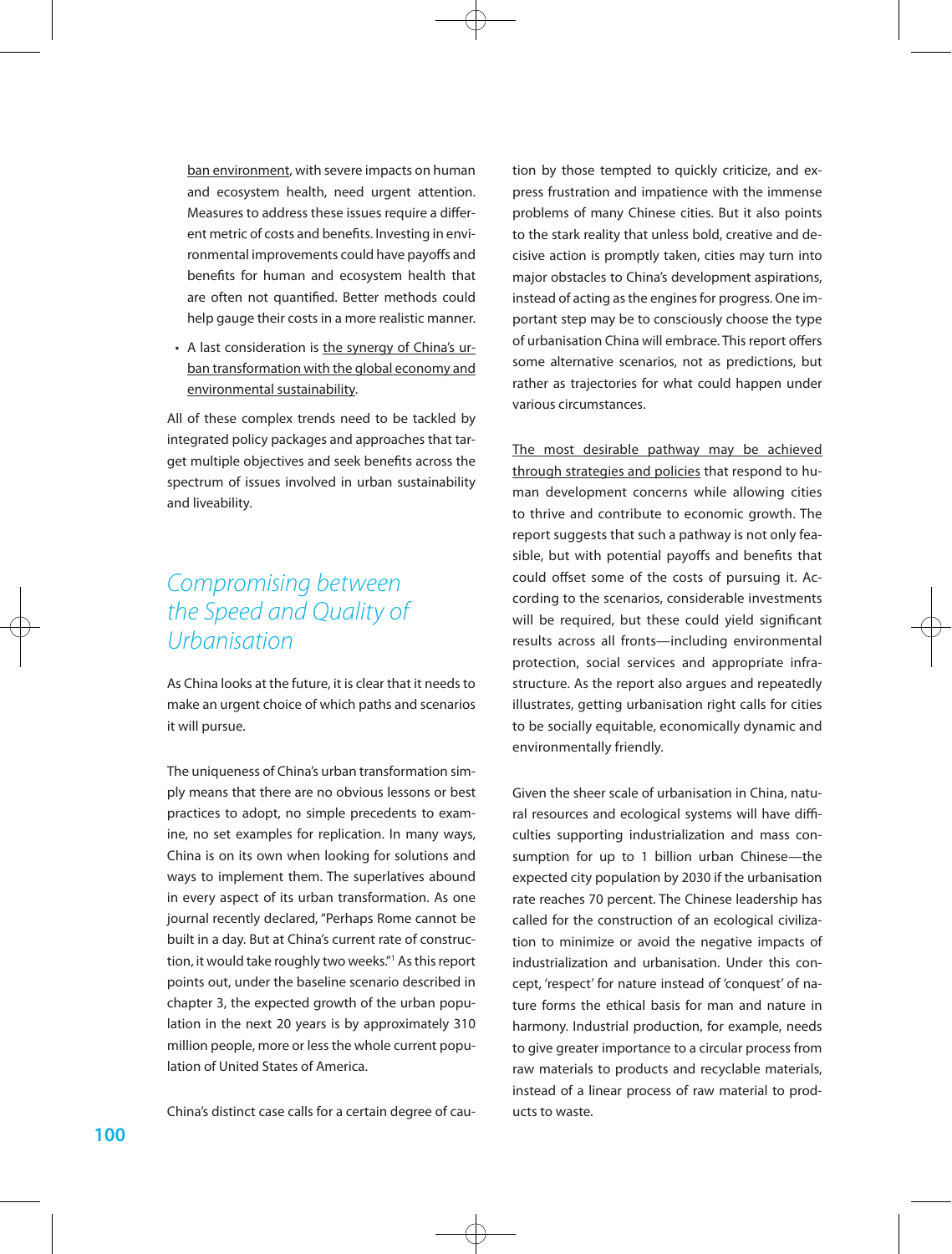ban environment, with severe impacts on human and ecosystem health, need urgent attention. Measures to address these issues require a different metric of costs and benefits. Investing in environmental improvements could have payoffs and benefits for human and ecosystem health that are often not quantified. Better methods could help gauge their costs in a more realistic manner.

- A last consideration is the synergy of China's urban transformation with the global economy and environmental sustainability.

All of these complex trends need to be tackled by integrated policy packages and approaches that target multiple objectives and seek benefits across the spectrum of issues involved in urban sustainability and liveability.

## *Compromising between the Speed and Quality of Urbanisation*

As China looks at the future, it is clear that it needs to make an urgent choice of which paths and scenarios it will pursue.

The uniqueness of China's urban transformation simply means that there are no obvious lessons or best practices to adopt, no simple precedents to examine, no set examples for replication. In many ways, China is on its own when looking for solutions and ways to implement them. The superlatives abound in every aspect of its urban transformation. As one journal recently declared, "Perhaps Rome cannot be built in a day. But at China's current rate of construction, it would take roughly two weeks."[1] As this report points out, under the baseline scenario described in chapter 3, the expected growth of the urban population in the next 20 years is by approximately 310 million people, more or less the whole current population of United States of America.

China's distinct case calls for a certain degree of caution by those tempted to quickly criticize, and express frustration and impatience with the immense problems of many Chinese cities. But it also points to the stark reality that unless bold, creative and decisive action is promptly taken, cities may turn into major obstacles to China's development aspirations, instead of acting as the engines for progress. One important step may be to consciously choose the type of urbanisation China will embrace. This report offers some alternative scenarios, not as predictions, but rather as trajectories for what could happen under various circumstances.

The most desirable pathway may be achieved through strategies and policies that respond to human development concerns while allowing cities to thrive and contribute to economic growth. The report suggests that such a pathway is not only feasible, but with potential payoffs and benefits that could offset some of the costs of pursuing it. According to the scenarios, considerable investments will be required, but these could yield significant results across all fronts—including environmental protection, social services and appropriate infrastructure. As the report also argues and repeatedly illustrates, getting urbanisation right calls for cities to be socially equitable, economically dynamic and environmentally friendly.

Given the sheer scale of urbanisation in China, natural resources and ecological systems will have difficulties supporting industrialization and mass consumption for up to 1 billion urban Chinese—the expected city population by 2030 if the urbanisation rate reaches 70 percent. The Chinese leadership has called for the construction of an ecological civilization to minimize or avoid the negative impacts of industrialization and urbanisation. Under this concept, 'respect' for nature instead of 'conquest' of nature forms the ethical basis for man and nature in harmony. Industrial production, for example, needs to give greater importance to a circular process from raw materials to products and recyclable materials, instead of a linear process of raw material to products to waste.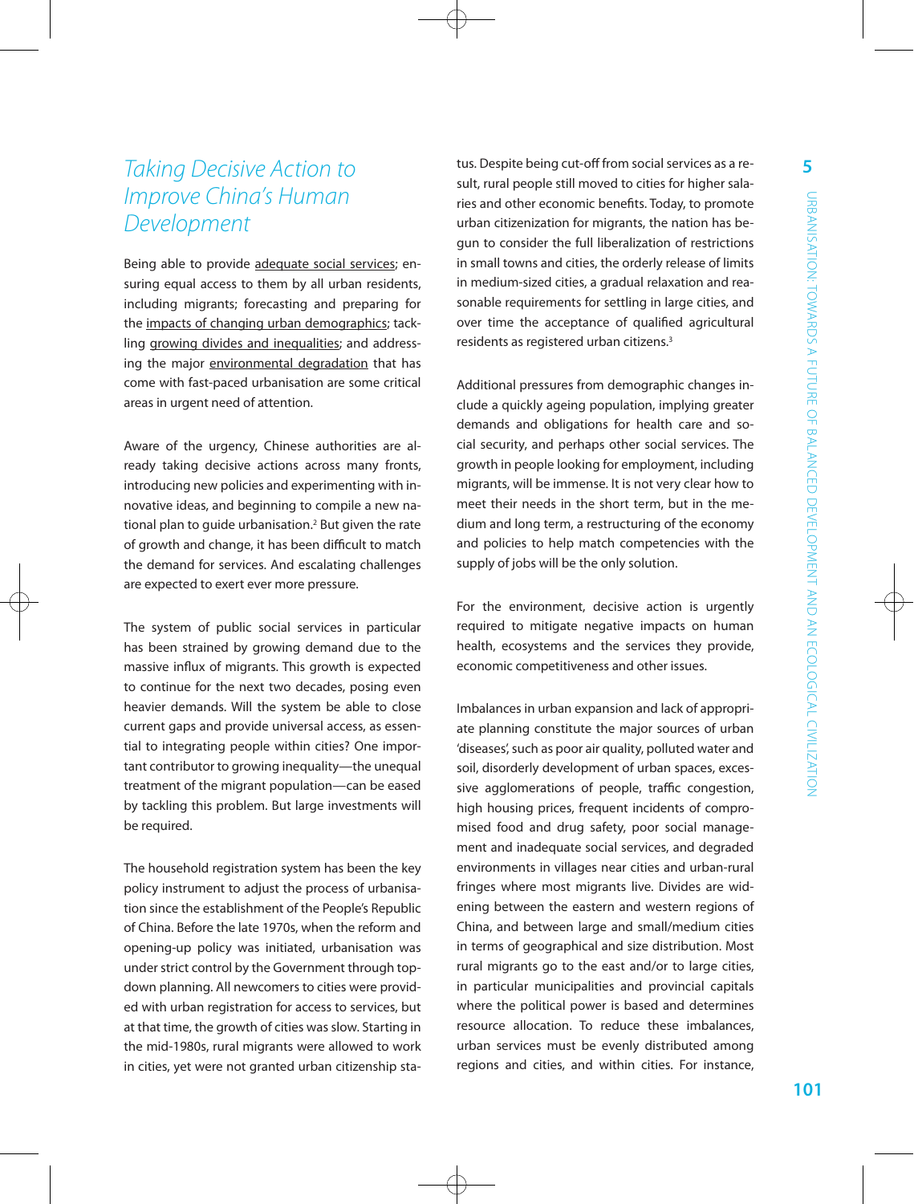## *Taking Decisive Action to Improve China's Human Development*

Being able to provide adequate social services; ensuring equal access to them by all urban residents, including migrants; forecasting and preparing for the impacts of changing urban demographics; tackling growing divides and inequalities; and addressing the major environmental degradation that has come with fast-paced urbanisation are some critical areas in urgent need of attention.

Aware of the urgency, Chinese authorities are already taking decisive actions across many fronts, introducing new policies and experimenting with innovative ideas, and beginning to compile a new national plan to guide urbanisation.[2] But given the rate of growth and change, it has been difficult to match the demand for services. And escalating challenges are expected to exert ever more pressure.

The system of public social services in particular has been strained by growing demand due to the massive influx of migrants. This growth is expected to continue for the next two decades, posing even heavier demands. Will the system be able to close current gaps and provide universal access, as essential to integrating people within cities? One important contributor to growing inequality—the unequal treatment of the migrant population—can be eased by tackling this problem. But large investments will be required.

The household registration system has been the key policy instrument to adjust the process of urbanisation since the establishment of the People's Republic of China. Before the late 1970s, when the reform and opening-up policy was initiated, urbanisation was under strict control by the Government through top-down planning. All newcomers to cities were provided with urban registration for access to services, but at that time, the growth of cities was slow. Starting in the mid-1980s, rural migrants were allowed to work in cities, yet were not granted urban citizenship status. Despite being cut-off from social services as a result, rural people still moved to cities for higher salaries and other economic benefits. Today, to promote urban citizenization for migrants, the nation has begun to consider the full liberalization of restrictions in small towns and cities, the orderly release of limits in medium-sized cities, a gradual relaxation and reasonable requirements for settling in large cities, and over time the acceptance of qualified agricultural residents as registered urban citizens.[3]

Additional pressures from demographic changes include a quickly ageing population, implying greater demands and obligations for health care and social security, and perhaps other social services. The growth in people looking for employment, including migrants, will be immense. It is not very clear how to meet their needs in the short term, but in the medium and long term, a restructuring of the economy and policies to help match competencies with the supply of jobs will be the only solution.

For the environment, decisive action is urgently required to mitigate negative impacts on human health, ecosystems and the services they provide, economic competitiveness and other issues.

Imbalances in urban expansion and lack of appropriate planning constitute the major sources of urban 'diseases', such as poor air quality, polluted water and soil, disorderly development of urban spaces, excessive agglomerations of people, traffic congestion, high housing prices, frequent incidents of compromised food and drug safety, poor social management and inadequate social services, and degraded environments in villages near cities and urban-rural fringes where most migrants live. Divides are widening between the eastern and western regions of China, and between large and small/medium cities in terms of geographical and size distribution. Most rural migrants go to the east and/or to large cities, in particular municipalities and provincial capitals where the political power is based and determines resource allocation. To reduce these imbalances, urban services must be evenly distributed among regions and cities, and within cities. For instance,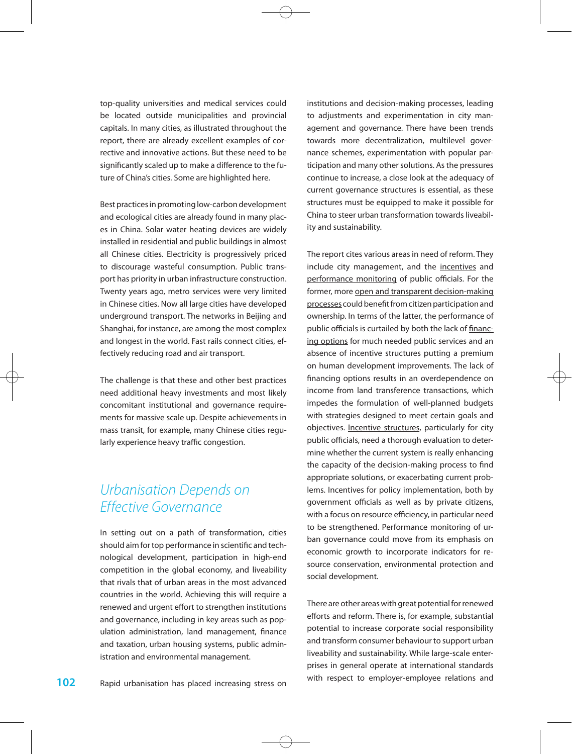top-quality universities and medical services could be located outside municipalities and provincial capitals. In many cities, as illustrated throughout the report, there are already excellent examples of corrective and innovative actions. But these need to be significantly scaled up to make a difference to the future of China's cities. Some are highlighted here.

Best practices in promoting low-carbon development and ecological cities are already found in many places in China. Solar water heating devices are widely installed in residential and public buildings in almost all Chinese cities. Electricity is progressively priced to discourage wasteful consumption. Public transport has priority in urban infrastructure construction. Twenty years ago, metro services were very limited in Chinese cities. Now all large cities have developed underground transport. The networks in Beijing and Shanghai, for instance, are among the most complex and longest in the world. Fast rails connect cities, effectively reducing road and air transport.

The challenge is that these and other best practices need additional heavy investments and most likely concomitant institutional and governance requirements for massive scale up. Despite achievements in mass transit, for example, many Chinese cities regularly experience heavy traffic congestion.

## *Urbanisation Depends on Effective Governance*

In setting out on a path of transformation, cities should aim for top performance in scientific and technological development, participation in high-end competition in the global economy, and liveability that rivals that of urban areas in the most advanced countries in the world. Achieving this will require a renewed and urgent effort to strengthen institutions and governance, including in key areas such as population administration, land management, finance and taxation, urban housing systems, public administration and environmental management.

Rapid urbanisation has placed increasing stress on institutions and decision-making processes, leading to adjustments and experimentation in city management and governance. There have been trends towards more decentralization, multilevel governance schemes, experimentation with popular participation and many other solutions. As the pressures continue to increase, a close look at the adequacy of current governance structures is essential, as these structures must be equipped to make it possible for China to steer urban transformation towards liveability and sustainability.

The report cites various areas in need of reform. They include city management, and the incentives and performance monitoring of public officials. For the former, more open and transparent decision-making processes could benefit from citizen participation and ownership. In terms of the latter, the performance of public officials is curtailed by both the lack of financing options for much needed public services and an absence of incentive structures putting a premium on human development improvements. The lack of financing options results in an overdependence on income from land transference transactions, which impedes the formulation of well-planned budgets with strategies designed to meet certain goals and objectives. Incentive structures, particularly for city public officials, need a thorough evaluation to determine whether the current system is really enhancing the capacity of the decision-making process to find appropriate solutions, or exacerbating current problems. Incentives for policy implementation, both by government officials as well as by private citizens, with a focus on resource efficiency, in particular need to be strengthened. Performance monitoring of urban governance could move from its emphasis on economic growth to incorporate indicators for resource conservation, environmental protection and social development.

There are other areas with great potential for renewed efforts and reform. There is, for example, substantial potential to increase corporate social responsibility and transform consumer behaviour to support urban liveability and sustainability. While large-scale enterprises in general operate at international standards with respect to employer-employee relations and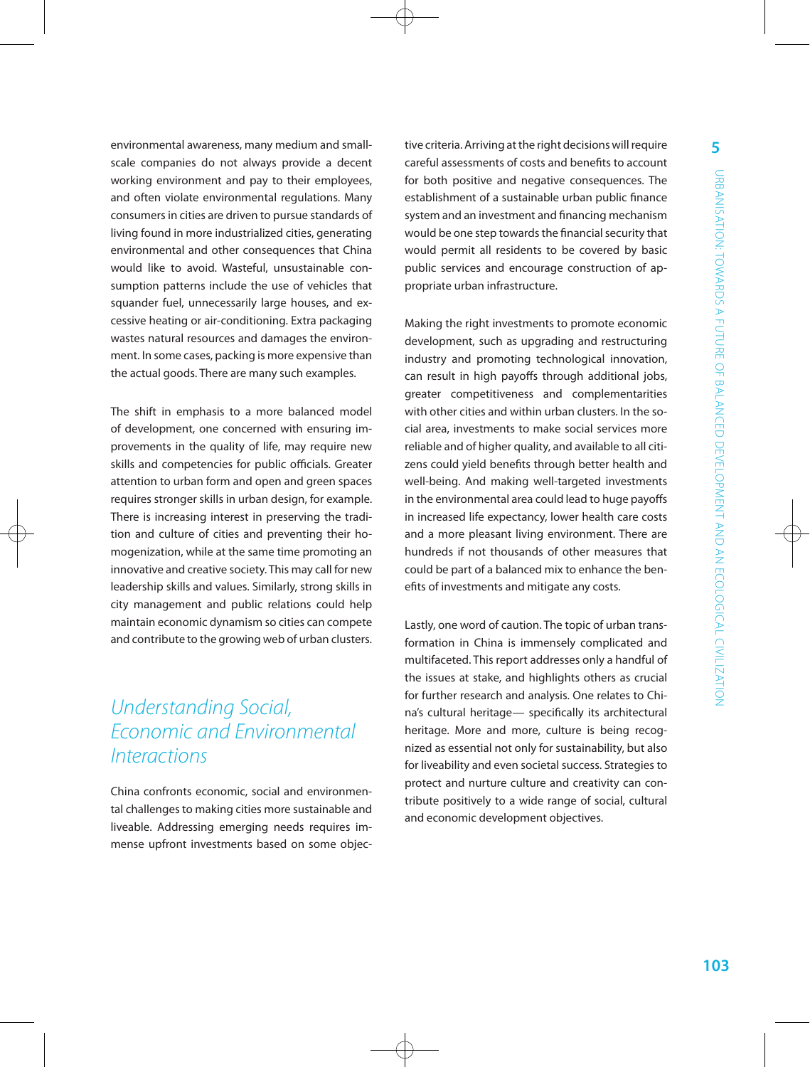environmental awareness, many medium and small-scale companies do not always provide a decent working environment and pay to their employees, and often violate environmental regulations. Many consumers in cities are driven to pursue standards of living found in more industrialized cities, generating environmental and other consequences that China would like to avoid. Wasteful, unsustainable consumption patterns include the use of vehicles that squander fuel, unnecessarily large houses, and excessive heating or air-conditioning. Extra packaging wastes natural resources and damages the environment. In some cases, packing is more expensive than the actual goods. There are many such examples.

The shift in emphasis to a more balanced model of development, one concerned with ensuring improvements in the quality of life, may require new skills and competencies for public officials. Greater attention to urban form and open and green spaces requires stronger skills in urban design, for example. There is increasing interest in preserving the tradition and culture of cities and preventing their homogenization, while at the same time promoting an innovative and creative society. This may call for new leadership skills and values. Similarly, strong skills in city management and public relations could help maintain economic dynamism so cities can compete and contribute to the growing web of urban clusters.

## *Understanding Social, Economic and Environmental Interactions*

China confronts economic, social and environmental challenges to making cities more sustainable and liveable. Addressing emerging needs requires immense upfront investments based on some objective criteria. Arriving at the right decisions will require careful assessments of costs and benefits to account for both positive and negative consequences. The establishment of a sustainable urban public finance system and an investment and financing mechanism would be one step towards the financial security that would permit all residents to be covered by basic public services and encourage construction of appropriate urban infrastructure.

Making the right investments to promote economic development, such as upgrading and restructuring industry and promoting technological innovation, can result in high payoffs through additional jobs, greater competitiveness and complementarities with other cities and within urban clusters. In the social area, investments to make social services more reliable and of higher quality, and available to all citizens could yield benefits through better health and well-being. And making well-targeted investments in the environmental area could lead to huge payoffs in increased life expectancy, lower health care costs and a more pleasant living environment. There are hundreds if not thousands of other measures that could be part of a balanced mix to enhance the benefits of investments and mitigate any costs.

Lastly, one word of caution. The topic of urban transformation in China is immensely complicated and multifaceted. This report addresses only a handful of the issues at stake, and highlights others as crucial for further research and analysis. One relates to China's cultural heritage— specifically its architectural heritage. More and more, culture is being recognized as essential not only for sustainability, but also for liveability and even societal success. Strategies to protect and nurture culture and creativity can contribute positively to a wide range of social, cultural and economic development objectives.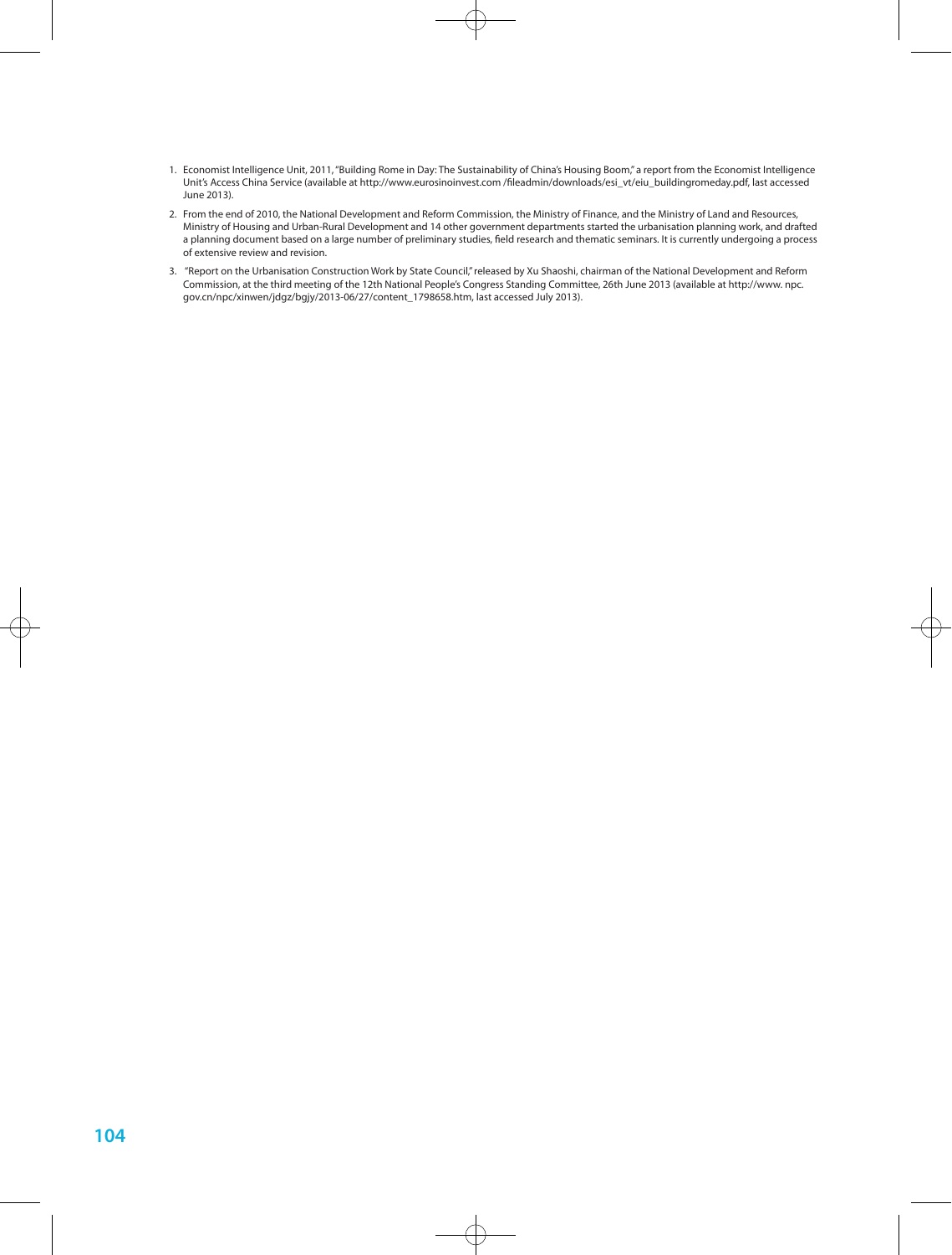1. Economist Intelligence Unit, 2011, "Building Rome in Day: The Sustainability of China's Housing Boom," a report from the Economist Intelligence Unit's Access China Service (available at http://www.eurosinoinvest.com /fileadmin/downloads/esi_vt/eiu_buildingromeday.pdf, last accessed June 2013).

2. From the end of 2010, the National Development and Reform Commission, the Ministry of Finance, and the Ministry of Land and Resources, Ministry of Housing and Urban-Rural Development and 14 other government departments started the urbanisation planning work, and drafted a planning document based on a large number of preliminary studies, field research and thematic seminars. It is currently undergoing a process of extensive review and revision.

3. "Report on the Urbanisation Construction Work by State Council," released by Xu Shaoshi, chairman of the National Development and Reform Commission, at the third meeting of the 12th National People's Congress Standing Committee, 26th June 2013 (available at http://www. npc. gov.cn/npc/xinwen/jdgz/bgjy/2013-06/27/content_1798658.htm, last accessed July 2013).